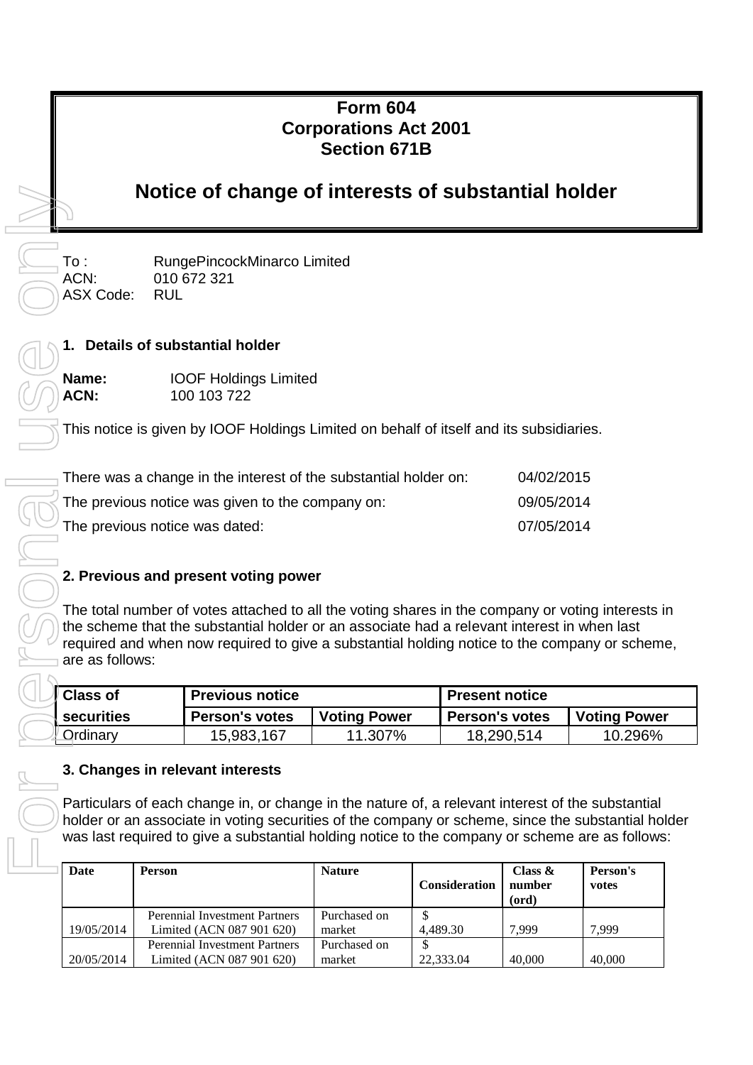# Form 604
# Corporations Act 2001
# Section 671B

## Notice of change of interests of substantial holder

To : RungePincockMinarco Limited
ACN: 010 672 321
ASX Code: RUL

### 1. Details of substantial holder

**Name:** IOOF Holdings Limited
**ACN:** 100 103 722

This notice is given by IOOF Holdings Limited on behalf of itself and its subsidiaries.

| | |
|---|---|
| There was a change in the interest of the substantial holder on: | 04/02/2015 |
| The previous notice was given to the company on: | 09/05/2014 |
| The previous notice was dated: | 07/05/2014 |

### 2. Previous and present voting power

The total number of votes attached to all the voting shares in the company or voting interests in the scheme that the substantial holder or an associate had a relevant interest in when last required and when now required to give a substantial holding notice to the company or scheme, are as follows:

| Class of | Previous notice | | Present notice | |
|---|---|---|---|---|
| securities | Person's votes | Voting Power | Person's votes | Voting Power |
| Ordinary | 15,983,167 | 11.307% | 18,290,514 | 10.296% |

### 3. Changes in relevant interests

Particulars of each change in, or change in the nature of, a relevant interest of the substantial holder or an associate in voting securities of the company or scheme, since the substantial holder was last required to give a substantial holding notice to the company or scheme are as follows:

| Date | Person | Nature | Consideration | Class & number (ord) | Person's votes |
|---|---|---|---|---|---|
| 19/05/2014 | Perennial Investment Partners Limited (ACN 087 901 620) | Purchased on market | $ 4,489.30 | 7,999 | 7,999 |
| 20/05/2014 | Perennial Investment Partners Limited (ACN 087 901 620) | Purchased on market | $ 22,333.04 | 40,000 | 40,000 |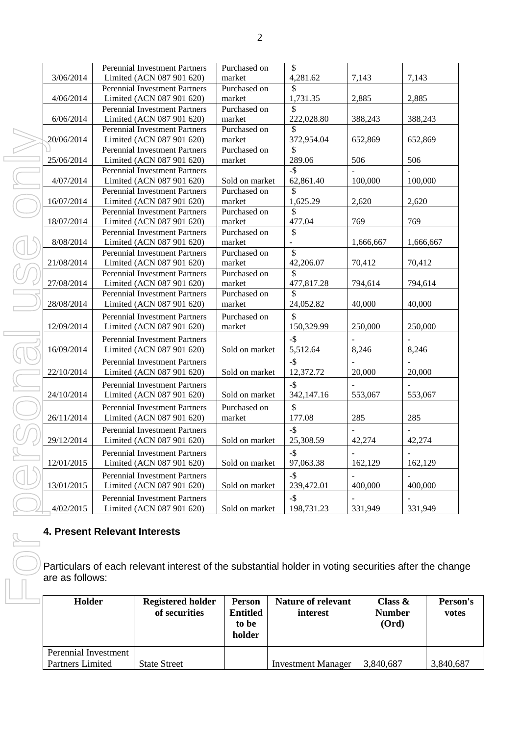| | | | | | |
|---|---|---|---|---|---|
| 3/06/2014 | Perennial Investment Partners Limited (ACN 087 901 620) | Purchased on market | $ 4,281.62 | 7,143 | 7,143 |
| 4/06/2014 | Perennial Investment Partners Limited (ACN 087 901 620) | Purchased on market | $ 1,731.35 | 2,885 | 2,885 |
| 6/06/2014 | Perennial Investment Partners Limited (ACN 087 901 620) | Purchased on market | $ 222,028.80 | 388,243 | 388,243 |
| 20/06/2014 | Perennial Investment Partners Limited (ACN 087 901 620) | Purchased on market | $ 372,954.04 | 652,869 | 652,869 |
| 25/06/2014 | Perennial Investment Partners Limited (ACN 087 901 620) | Purchased on market | $ 289.06 | 506 | 506 |
| 4/07/2014 | Perennial Investment Partners Limited (ACN 087 901 620) | Sold on market | -$ 62,861.40 | - 100,000 | - 100,000 |
| 16/07/2014 | Perennial Investment Partners Limited (ACN 087 901 620) | Purchased on market | $ 1,625.29 | 2,620 | 2,620 |
| 18/07/2014 | Perennial Investment Partners Limited (ACN 087 901 620) | Purchased on market | $ 477.04 | 769 | 769 |
| 8/08/2014 | Perennial Investment Partners Limited (ACN 087 901 620) | Purchased on market | $ - | 1,666,667 | 1,666,667 |
| 21/08/2014 | Perennial Investment Partners Limited (ACN 087 901 620) | Purchased on market | $ 42,206.07 | 70,412 | 70,412 |
| 27/08/2014 | Perennial Investment Partners Limited (ACN 087 901 620) | Purchased on market | $ 477,817.28 | 794,614 | 794,614 |
| 28/08/2014 | Perennial Investment Partners Limited (ACN 087 901 620) | Purchased on market | $ 24,052.82 | 40,000 | 40,000 |
| 12/09/2014 | Perennial Investment Partners Limited (ACN 087 901 620) | Purchased on market | $ 150,329.99 | 250,000 | 250,000 |
| 16/09/2014 | Perennial Investment Partners Limited (ACN 087 901 620) | Sold on market | -$ 5,512.64 | - 8,246 | - 8,246 |
| 22/10/2014 | Perennial Investment Partners Limited (ACN 087 901 620) | Sold on market | -$ 12,372.72 | - 20,000 | - 20,000 |
| 24/10/2014 | Perennial Investment Partners Limited (ACN 087 901 620) | Sold on market | -$ 342,147.16 | - 553,067 | - 553,067 |
| 26/11/2014 | Perennial Investment Partners Limited (ACN 087 901 620) | Purchased on market | $ 177.08 | 285 | 285 |
| 29/12/2014 | Perennial Investment Partners Limited (ACN 087 901 620) | Sold on market | -$ 25,308.59 | - 42,274 | - 42,274 |
| 12/01/2015 | Perennial Investment Partners Limited (ACN 087 901 620) | Sold on market | -$ 97,063.38 | - 162,129 | - 162,129 |
| 13/01/2015 | Perennial Investment Partners Limited (ACN 087 901 620) | Sold on market | -$ 239,472.01 | - 400,000 | - 400,000 |
| 4/02/2015 | Perennial Investment Partners Limited (ACN 087 901 620) | Sold on market | -$ 198,731.23 | - 331,949 | - 331,949 |

## 4. Present Relevant Interests

Particulars of each relevant interest of the substantial holder in voting securities after the change are as follows:

| Holder | Registered holder of securities | Person Entitled to be holder | Nature of relevant interest | Class & Number (Ord) | Person's votes |
|---|---|---|---|---|---|
| Perennial Investment Partners Limited | State Street | | Investment Manager | 3,840,687 | 3,840,687 |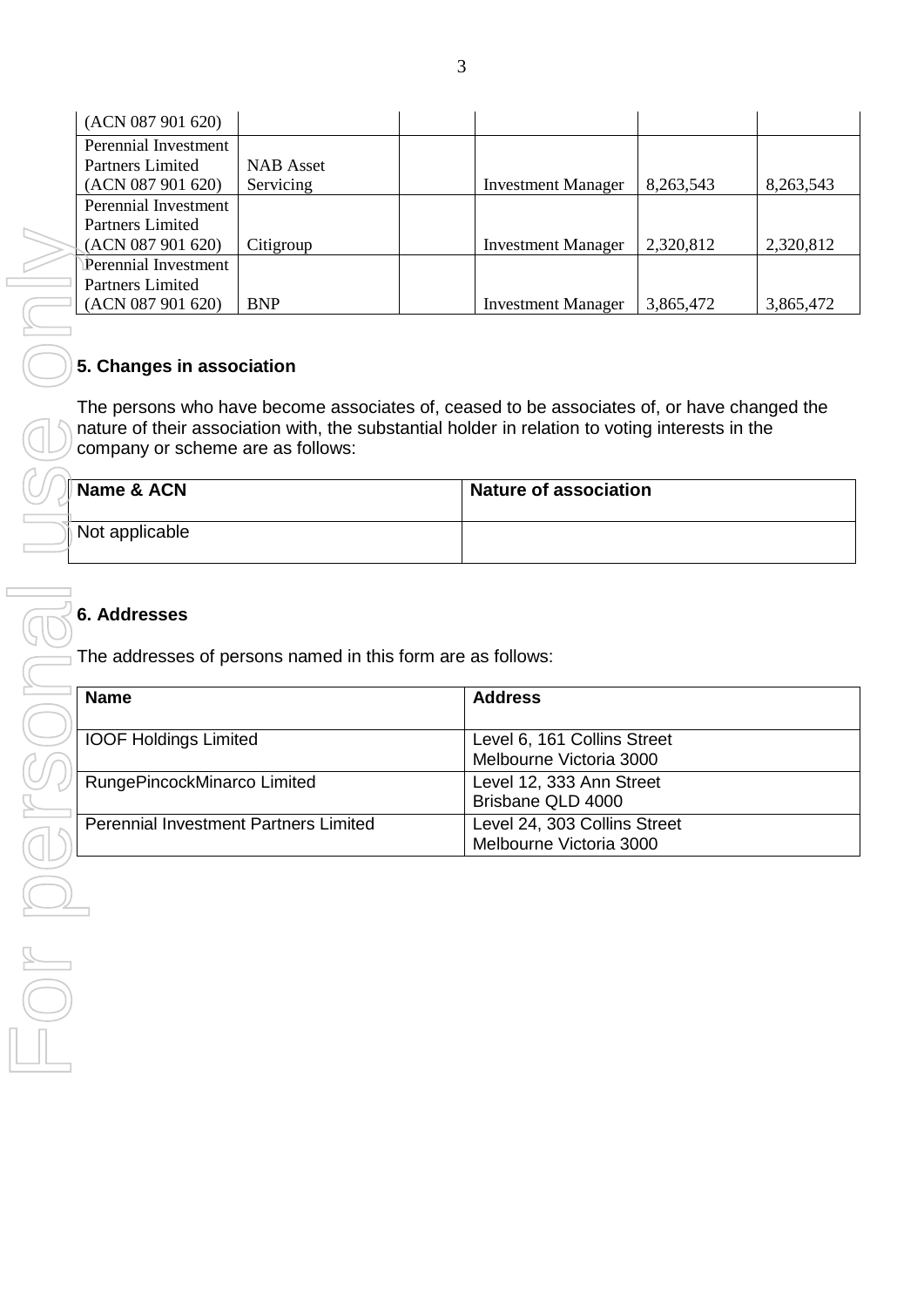| | | | | | |
|---|---|---|---|---|---|
| (ACN 087 901 620) | | | | | |
| Perennial Investment Partners Limited (ACN 087 901 620) | NAB Asset Servicing | | Investment Manager | 8,263,543 | 8,263,543 |
| Perennial Investment Partners Limited (ACN 087 901 620) | Citigroup | | Investment Manager | 2,320,812 | 2,320,812 |
| Perennial Investment Partners Limited (ACN 087 901 620) | BNP | | Investment Manager | 3,865,472 | 3,865,472 |

## 5. Changes in association

The persons who have become associates of, ceased to be associates of, or have changed the nature of their association with, the substantial holder in relation to voting interests in the company or scheme are as follows:

| Name & ACN | Nature of association |
|---|---|
| Not applicable | |

## 6. Addresses

The addresses of persons named in this form are as follows:

| Name | Address |
|---|---|
| IOOF Holdings Limited | Level 6, 161 Collins Street Melbourne Victoria 3000 |
| RungePincockMinarco Limited | Level 12, 333 Ann Street Brisbane QLD 4000 |
| Perennial Investment Partners Limited | Level 24, 303 Collins Street Melbourne Victoria 3000 |